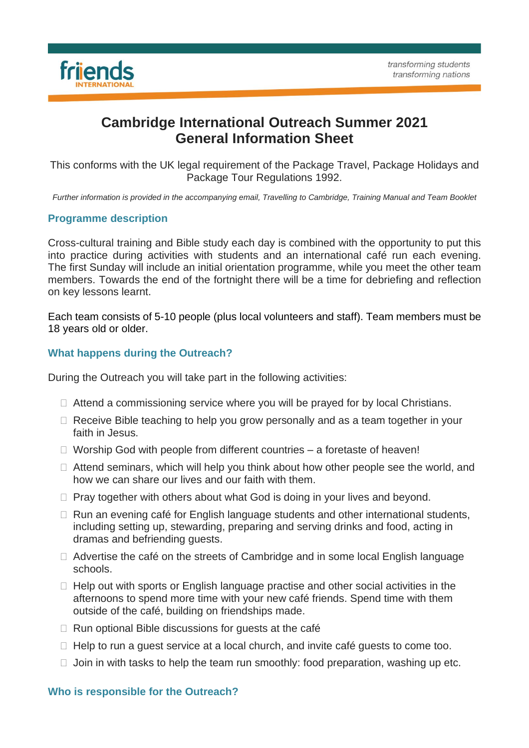friends INTERNATIONAL

*transforming students*
*transforming nations*

# Cambridge International Outreach Summer 2021
# General Information Sheet

This conforms with the UK legal requirement of the Package Travel, Package Holidays and Package Tour Regulations 1992.

*Further information is provided in the accompanying email, Travelling to Cambridge, Training Manual and Team Booklet*

## Programme description

Cross-cultural training and Bible study each day is combined with the opportunity to put this into practice during activities with students and an international café run each evening. The first Sunday will include an initial orientation programme, while you meet the other team members. Towards the end of the fortnight there will be a time for debriefing and reflection on key lessons learnt.

Each team consists of 5-10 people (plus local volunteers and staff). Team members must be 18 years old or older.

## What happens during the Outreach?

During the Outreach you will take part in the following activities:

- Attend a commissioning service where you will be prayed for by local Christians.
- Receive Bible teaching to help you grow personally and as a team together in your faith in Jesus.
- Worship God with people from different countries – a foretaste of heaven!
- Attend seminars, which will help you think about how other people see the world, and how we can share our lives and our faith with them.
- Pray together with others about what God is doing in your lives and beyond.
- Run an evening café for English language students and other international students, including setting up, stewarding, preparing and serving drinks and food, acting in dramas and befriending guests.
- Advertise the café on the streets of Cambridge and in some local English language schools.
- Help out with sports or English language practise and other social activities in the afternoons to spend more time with your new café friends. Spend time with them outside of the café, building on friendships made.
- Run optional Bible discussions for guests at the café
- Help to run a guest service at a local church, and invite café guests to come too.
- Join in with tasks to help the team run smoothly: food preparation, washing up etc.

## Who is responsible for the Outreach?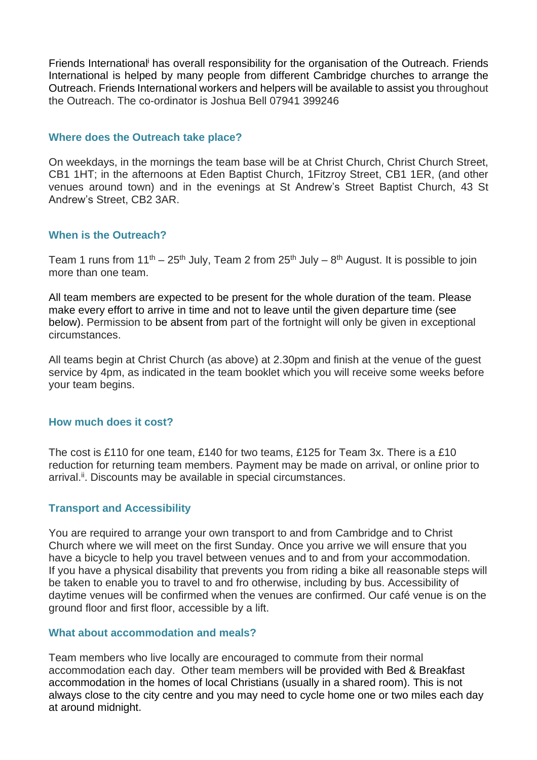Friends International[i] has overall responsibility for the organisation of the Outreach. Friends International is helped by many people from different Cambridge churches to arrange the Outreach. Friends International workers and helpers will be available to assist you throughout the Outreach. The co-ordinator is Joshua Bell 07941 399246

## Where does the Outreach take place?

On weekdays, in the mornings the team base will be at Christ Church, Christ Church Street, CB1 1HT; in the afternoons at Eden Baptist Church, 1Fitzroy Street, CB1 1ER, (and other venues around town) and in the evenings at St Andrew's Street Baptist Church, 43 St Andrew's Street, CB2 3AR.

## When is the Outreach?

Team 1 runs from 11th – 25th July, Team 2 from 25th July – 8th August. It is possible to join more than one team.

All team members are expected to be present for the whole duration of the team. Please make every effort to arrive in time and not to leave until the given departure time (see below). Permission to be absent from part of the fortnight will only be given in exceptional circumstances.

All teams begin at Christ Church (as above) at 2.30pm and finish at the venue of the guest service by 4pm, as indicated in the team booklet which you will receive some weeks before your team begins.

## How much does it cost?

The cost is £110 for one team, £140 for two teams, £125 for Team 3x. There is a £10 reduction for returning team members. Payment may be made on arrival, or online prior to arrival.[ii]. Discounts may be available in special circumstances.

## Transport and Accessibility

You are required to arrange your own transport to and from Cambridge and to Christ Church where we will meet on the first Sunday. Once you arrive we will ensure that you have a bicycle to help you travel between venues and to and from your accommodation. If you have a physical disability that prevents you from riding a bike all reasonable steps will be taken to enable you to travel to and fro otherwise, including by bus. Accessibility of daytime venues will be confirmed when the venues are confirmed. Our café venue is on the ground floor and first floor, accessible by a lift.

## What about accommodation and meals?

Team members who live locally are encouraged to commute from their normal accommodation each day. Other team members will be provided with Bed & Breakfast accommodation in the homes of local Christians (usually in a shared room). This is not always close to the city centre and you may need to cycle home one or two miles each day at around midnight.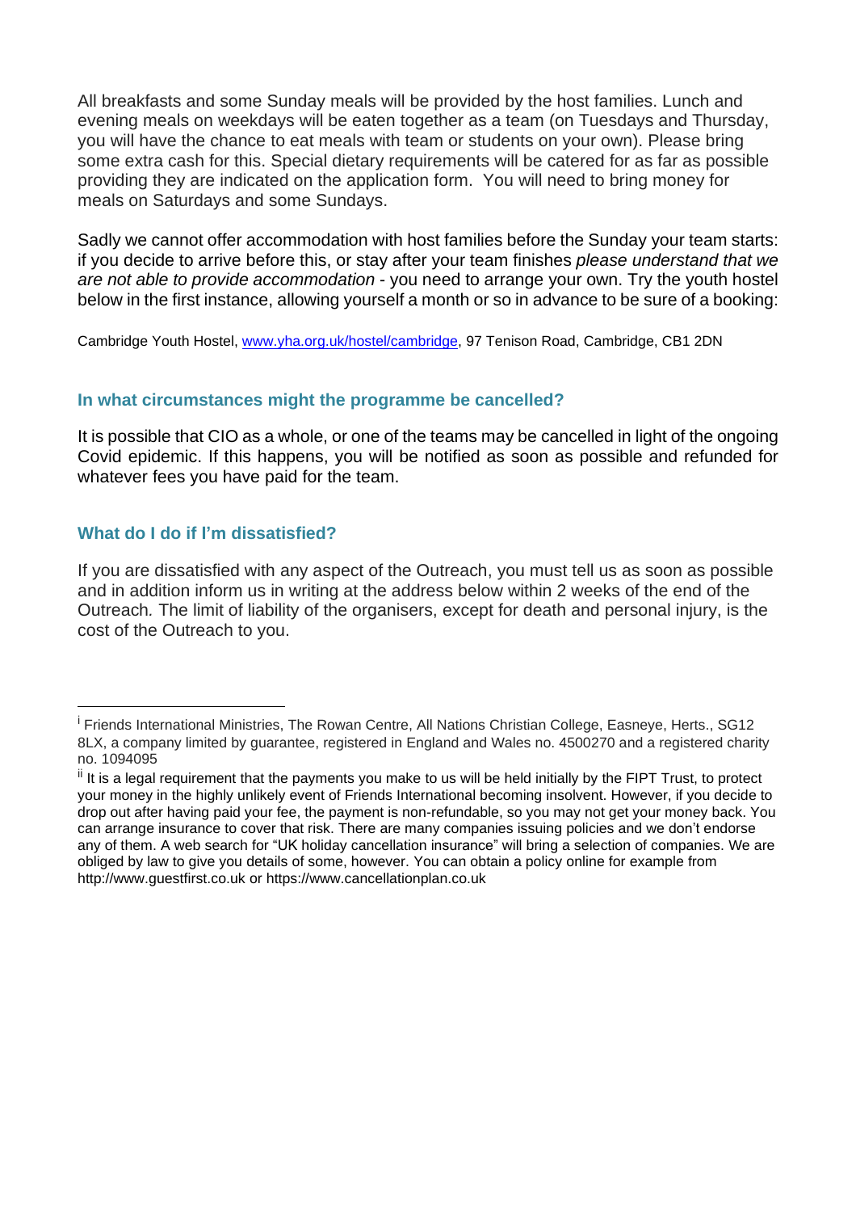All breakfasts and some Sunday meals will be provided by the host families. Lunch and evening meals on weekdays will be eaten together as a team (on Tuesdays and Thursday, you will have the chance to eat meals with team or students on your own). Please bring some extra cash for this. Special dietary requirements will be catered for as far as possible providing they are indicated on the application form. You will need to bring money for meals on Saturdays and some Sundays.

Sadly we cannot offer accommodation with host families before the Sunday your team starts: if you decide to arrive before this, or stay after your team finishes *please understand that we are not able to provide accommodation* - you need to arrange your own. Try the youth hostel below in the first instance, allowing yourself a month or so in advance to be sure of a booking:

Cambridge Youth Hostel, [www.yha.org.uk/hostel/cambridge](http://www.yha.org.uk/hostel/cambridge), 97 Tenison Road, Cambridge, CB1 2DN

### In what circumstances might the programme be cancelled?

It is possible that CIO as a whole, or one of the teams may be cancelled in light of the ongoing Covid epidemic. If this happens, you will be notified as soon as possible and refunded for whatever fees you have paid for the team.

### What do I do if I'm dissatisfied?

If you are dissatisfied with any aspect of the Outreach, you must tell us as soon as possible and in addition inform us in writing at the address below within 2 weeks of the end of the Outreach*.* The limit of liability of the organisers, except for death and personal injury, is the cost of the Outreach to you.

---

[i] Friends International Ministries, The Rowan Centre, All Nations Christian College, Easneye, Herts., SG12 8LX, a company limited by guarantee, registered in England and Wales no. 4500270 and a registered charity no. 1094095

[ii] It is a legal requirement that the payments you make to us will be held initially by the FIPT Trust, to protect your money in the highly unlikely event of Friends International becoming insolvent. However, if you decide to drop out after having paid your fee, the payment is non-refundable, so you may not get your money back. You can arrange insurance to cover that risk. There are many companies issuing policies and we don't endorse any of them. A web search for "UK holiday cancellation insurance" will bring a selection of companies. We are obliged by law to give you details of some, however. You can obtain a policy online for example from http://www.guestfirst.co.uk or https://www.cancellationplan.co.uk